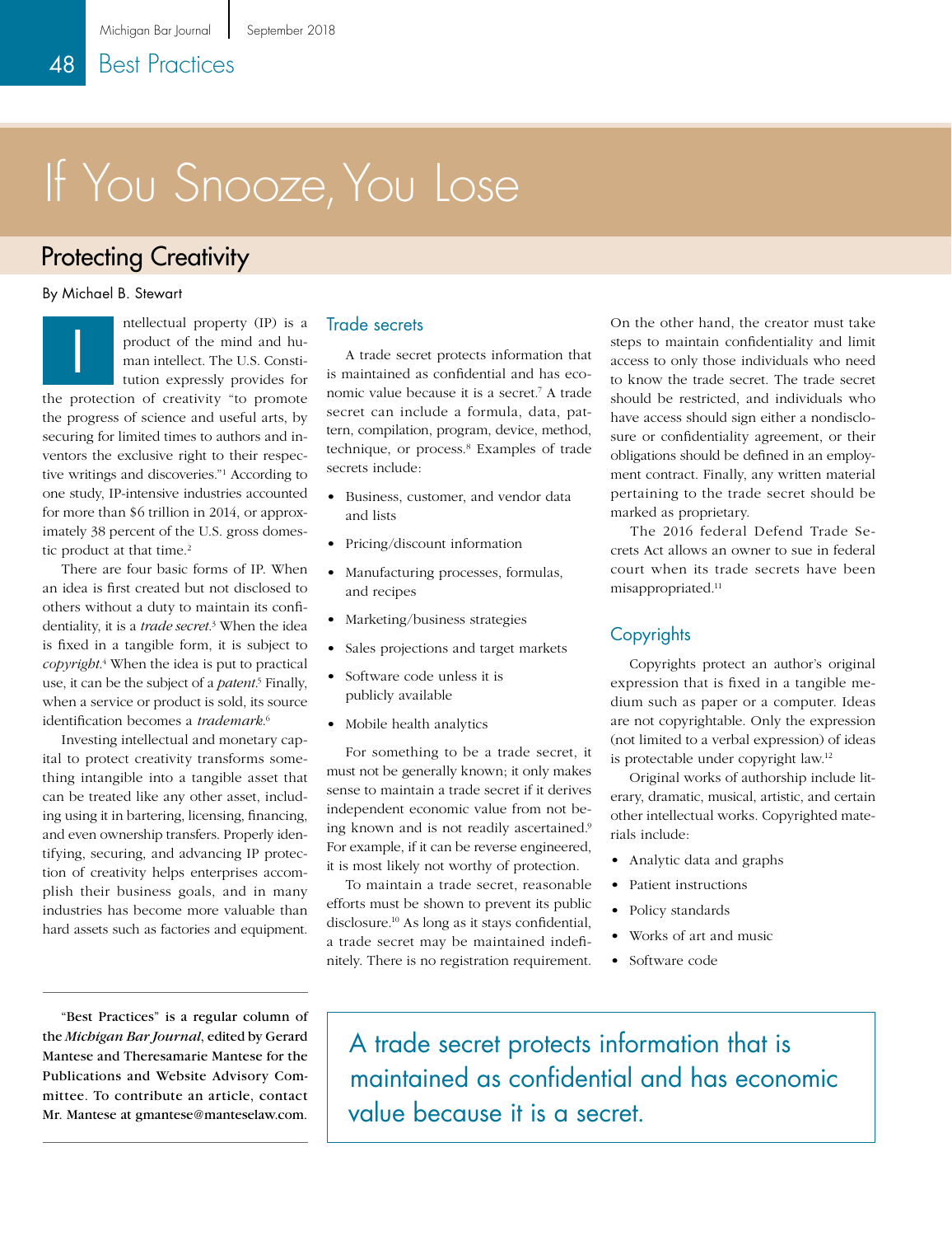# If You Snooze, You Lose

## Protecting Creativity

By Michael B. Stewart

Intellectual property (IP) is a product of the mind and human intellect. The U.S. Constitution expressly provides for the protection of creativity "to promote the progress of science and useful arts, by securing for limited times to authors and inventors the exclusive right to their respective writings and discoveries."[1] According to one study, IP-intensive industries accounted for more than $6 trillion in 2014, or approximately 38 percent of the U.S. gross domestic product at that time.[2]

There are four basic forms of IP. When an idea is first created but not disclosed to others without a duty to maintain its confidentiality, it is a *trade secret*.[3] When the idea is fixed in a tangible form, it is subject to *copyright*.[4] When the idea is put to practical use, it can be the subject of a *patent*.[5] Finally, when a service or product is sold, its source identification becomes a *trademark*.[6]

Investing intellectual and monetary capital to protect creativity transforms something intangible into a tangible asset that can be treated like any other asset, including using it in bartering, licensing, financing, and even ownership transfers. Properly identifying, securing, and advancing IP protection of creativity helps enterprises accomplish their business goals, and in many industries has become more valuable than hard assets such as factories and equipment.

**"Best Practices" is a regular column of the *Michigan Bar Journal*, edited by Gerard Mantese and Theresamarie Mantese for the Publications and Website Advisory Committee. To contribute an article, contact Mr. Mantese at gmantese@manteselaw.com.**

### Trade secrets

A trade secret protects information that is maintained as confidential and has economic value because it is a secret.[7] A trade secret can include a formula, data, pattern, compilation, program, device, method, technique, or process.[8] Examples of trade secrets include:

- Business, customer, and vendor data and lists
- Pricing/discount information
- Manufacturing processes, formulas, and recipes
- Marketing/business strategies
- Sales projections and target markets
- Software code unless it is publicly available
- Mobile health analytics

For something to be a trade secret, it must not be generally known; it only makes sense to maintain a trade secret if it derives independent economic value from not being known and is not readily ascertained.[9] For example, if it can be reverse engineered, it is most likely not worthy of protection.

To maintain a trade secret, reasonable efforts must be shown to prevent its public disclosure.[10] As long as it stays confidential, a trade secret may be maintained indefinitely. There is no registration requirement. On the other hand, the creator must take steps to maintain confidentiality and limit access to only those individuals who need to know the trade secret. The trade secret should be restricted, and individuals who have access should sign either a nondisclosure or confidentiality agreement, or their obligations should be defined in an employment contract. Finally, any written material pertaining to the trade secret should be marked as proprietary.

The 2016 federal Defend Trade Secrets Act allows an owner to sue in federal court when its trade secrets have been misappropriated.[11]

> A trade secret protects information that is maintained as confidential and has economic value because it is a secret.

### Copyrights

Copyrights protect an author's original expression that is fixed in a tangible medium such as paper or a computer. Ideas are not copyrightable. Only the expression (not limited to a verbal expression) of ideas is protectable under copyright law.[12]

Original works of authorship include literary, dramatic, musical, artistic, and certain other intellectual works. Copyrighted materials include:

- Analytic data and graphs
- Patient instructions
- Policy standards
- Works of art and music
- Software code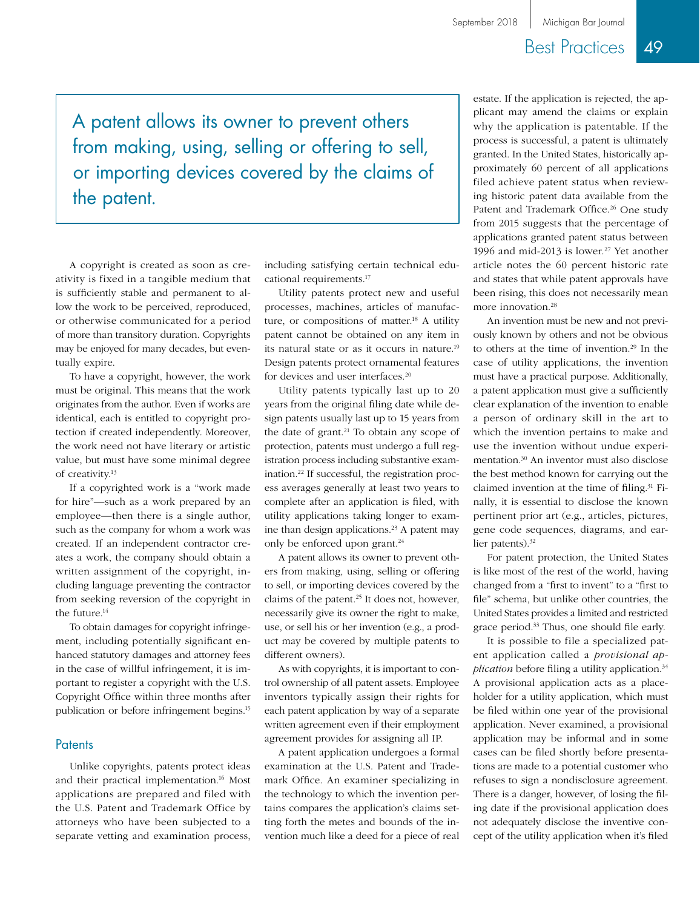> A patent allows its owner to prevent others from making, using, selling or offering to sell, or importing devices covered by the claims of the patent.

A copyright is created as soon as creativity is fixed in a tangible medium that is sufficiently stable and permanent to allow the work to be perceived, reproduced, or otherwise communicated for a period of more than transitory duration. Copyrights may be enjoyed for many decades, but eventually expire.

To have a copyright, however, the work must be original. This means that the work originates from the author. Even if works are identical, each is entitled to copyright protection if created independently. Moreover, the work need not have literary or artistic value, but must have some minimal degree of creativity.[13]

If a copyrighted work is a "work made for hire"—such as a work prepared by an employee—then there is a single author, such as the company for whom a work was created. If an independent contractor creates a work, the company should obtain a written assignment of the copyright, including language preventing the contractor from seeking reversion of the copyright in the future.[14]

To obtain damages for copyright infringement, including potentially significant enhanced statutory damages and attorney fees in the case of willful infringement, it is important to register a copyright with the U.S. Copyright Office within three months after publication or before infringement begins.[15]

## Patents

Unlike copyrights, patents protect ideas and their practical implementation.[16] Most applications are prepared and filed with the U.S. Patent and Trademark Office by attorneys who have been subjected to a separate vetting and examination process, including satisfying certain technical educational requirements.[17]

Utility patents protect new and useful processes, machines, articles of manufacture, or compositions of matter.[18] A utility patent cannot be obtained on any item in its natural state or as it occurs in nature.[19] Design patents protect ornamental features for devices and user interfaces.[20]

Utility patents typically last up to 20 years from the original filing date while design patents usually last up to 15 years from the date of grant.[21] To obtain any scope of protection, patents must undergo a full registration process including substantive examination.[22] If successful, the registration process averages generally at least two years to complete after an application is filed, with utility applications taking longer to examine than design applications.[23] A patent may only be enforced upon grant.[24]

A patent allows its owner to prevent others from making, using, selling or offering to sell, or importing devices covered by the claims of the patent.[25] It does not, however, necessarily give its owner the right to make, use, or sell his or her invention (e.g., a product may be covered by multiple patents to different owners).

As with copyrights, it is important to control ownership of all patent assets. Employee inventors typically assign their rights for each patent application by way of a separate written agreement even if their employment agreement provides for assigning all IP.

A patent application undergoes a formal examination at the U.S. Patent and Trademark Office. An examiner specializing in the technology to which the invention pertains compares the application's claims setting forth the metes and bounds of the invention much like a deed for a piece of real estate. If the application is rejected, the applicant may amend the claims or explain why the application is patentable. If the process is successful, a patent is ultimately granted. In the United States, historically approximately 60 percent of all applications filed achieve patent status when reviewing historic patent data available from the Patent and Trademark Office.[26] One study from 2015 suggests that the percentage of applications granted patent status between 1996 and mid-2013 is lower.[27] Yet another article notes the 60 percent historic rate and states that while patent approvals have been rising, this does not necessarily mean more innovation.[28]

An invention must be new and not previously known by others and not be obvious to others at the time of invention.[29] In the case of utility applications, the invention must have a practical purpose. Additionally, a patent application must give a sufficiently clear explanation of the invention to enable a person of ordinary skill in the art to which the invention pertains to make and use the invention without undue experimentation.[30] An inventor must also disclose the best method known for carrying out the claimed invention at the time of filing.[31] Finally, it is essential to disclose the known pertinent prior art (e.g., articles, pictures, gene code sequences, diagrams, and earlier patents).[32]

For patent protection, the United States is like most of the rest of the world, having changed from a "first to invent" to a "first to file" schema, but unlike other countries, the United States provides a limited and restricted grace period.[33] Thus, one should file early.

It is possible to file a specialized patent application called a *provisional application* before filing a utility application.[34] A provisional application acts as a placeholder for a utility application, which must be filed within one year of the provisional application. Never examined, a provisional application may be informal and in some cases can be filed shortly before presentations are made to a potential customer who refuses to sign a nondisclosure agreement. There is a danger, however, of losing the filing date if the provisional application does not adequately disclose the inventive concept of the utility application when it's filed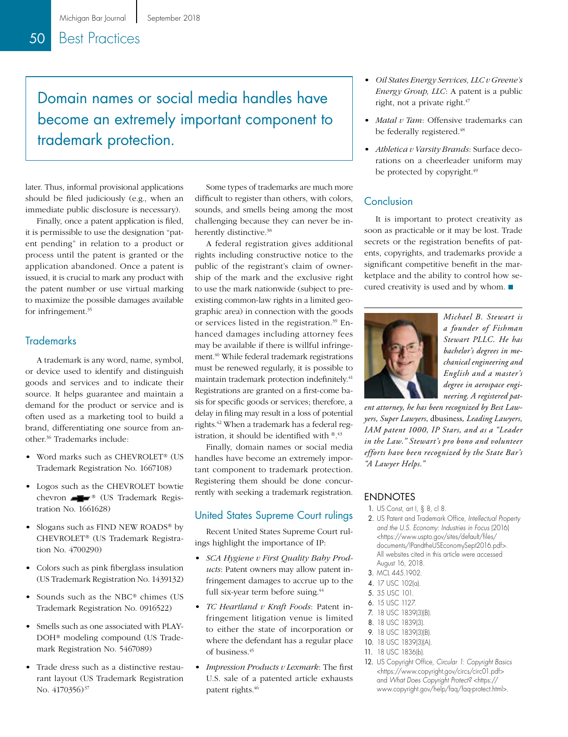> Domain names or social media handles have become an extremely important component to trademark protection.

later. Thus, informal provisional applications should be filed judiciously (e.g., when an immediate public disclosure is necessary).

Finally, once a patent application is filed, it is permissible to use the designation "patent pending" in relation to a product or process until the patent is granted or the application abandoned. Once a patent is issued, it is crucial to mark any product with the patent number or use virtual marking to maximize the possible damages available for infringement.[35]

## Trademarks

A trademark is any word, name, symbol, or device used to identify and distinguish goods and services and to indicate their source. It helps guarantee and maintain a demand for the product or service and is often used as a marketing tool to build a brand, differentiating one source from another.[36] Trademarks include:

- Word marks such as CHEVROLET® (US Trademark Registration No. 1667108)
- Logos such as the CHEVROLET bowtie chevron ® (US Trademark Registration No. 1661628)
- Slogans such as FIND NEW ROADS® by CHEVROLET® (US Trademark Registration No. 4700290)
- Colors such as pink fiberglass insulation (US Trademark Registration No. 1439132)
- Sounds such as the NBC® chimes (US Trademark Registration No. 0916522)
- Smells such as one associated with PLAY-DOH® modeling compound (US Trademark Registration No. 5467089)
- Trade dress such as a distinctive restaurant layout (US Trademark Registration No. 4170356)[37]

Some types of trademarks are much more difficult to register than others, with colors, sounds, and smells being among the most challenging because they can never be inherently distinctive.[38]

A federal registration gives additional rights including constructive notice to the public of the registrant's claim of ownership of the mark and the exclusive right to use the mark nationwide (subject to preexisting common-law rights in a limited geographic area) in connection with the goods or services listed in the registration.[39] Enhanced damages including attorney fees may be available if there is willful infringement.[40] While federal trademark registrations must be renewed regularly, it is possible to maintain trademark protection indefinitely.[41] Registrations are granted on a first-come basis for specific goods or services; therefore, a delay in filing may result in a loss of potential rights.[42] When a trademark has a federal registration, it should be identified with ®.[43]

Finally, domain names or social media handles have become an extremely important component to trademark protection. Registering them should be done concurrently with seeking a trademark registration.

## United States Supreme Court rulings

Recent United States Supreme Court rulings highlight the importance of IP:

- *SCA Hygiene v First Quality Baby Products*: Patent owners may allow patent infringement damages to accrue up to the full six-year term before suing.[44]
- *TC Heartland v Kraft Foods*: Patent infringement litigation venue is limited to either the state of incorporation or where the defendant has a regular place of business.[45]
- *Impression Products v Lexmark*: The first U.S. sale of a patented article exhausts patent rights.[46]
- *Oil States Energy Services, LLC v Greene's Energy Group, LLC*: A patent is a public right, not a private right.[47]
- *Matal v Tam*: Offensive trademarks can be federally registered.[48]
- *Athletica v Varsity Brands*: Surface decorations on a cheerleader uniform may be protected by copyright.[49]

## Conclusion

It is important to protect creativity as soon as practicable or it may be lost. Trade secrets or the registration benefits of patents, copyrights, and trademarks provide a significant competitive benefit in the marketplace and the ability to control how secured creativity is used and by whom. ■

*Michael B. Stewart is a founder of Fishman Stewart PLLC. He has bachelor's degrees in mechanical engineering and English and a master's degree in aerospace engineering. A registered patent attorney, he has been recognized by Best Lawyers, Super Lawyers,* dbusiness, *Leading Lawyers, IAM patent 1000, IP Stars, and as a "Leader in the Law." Stewart's pro bono and volunteer efforts have been recognized by the State Bar's "A Lawyer Helps."*

## ENDNOTES

1. US Const, art I, § 8, cl 8.
2. US Patent and Trademark Office, *Intellectual Property and the U.S. Economy: Industries in Focus* (2016) <https://www.uspto.gov/sites/default/files/documents/IPandtheUSEconomySept2016.pdf>. All websites cited in this article were accessed August 16, 2018.
3. MCL 445.1902.
4. 17 USC 102(a).
5. 35 USC 101.
6. 15 USC 1127.
7. 18 USC 1839(3)(B).
8. 18 USC 1839(3).
9. 18 USC 1839(3)(B).
10. 18 USC 1839(3)(A).
11. 18 USC 1836(b).
12. US Copyright Office, *Circular 1: Copyright Basics* <https://www.copyright.gov/circs/circ01.pdf> and *What Does Copyright Protect?* <https://www.copyright.gov/help/faq/faq-protect.html>.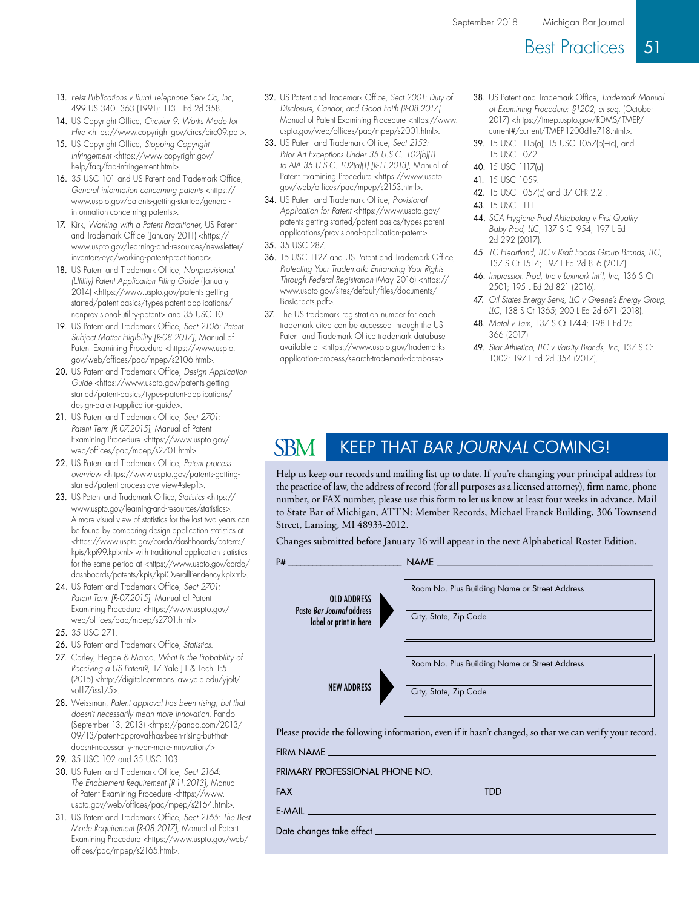13. *Feist Publications v Rural Telephone Serv Co, Inc*, 499 US 340, 363 (1991); 113 L Ed 2d 358.
14. US Copyright Office, *Circular 9: Works Made for Hire* <https://www.copyright.gov/circs/circ09.pdf>.
15. US Copyright Office, *Stopping Copyright Infringement* <https://www.copyright.gov/help/faq/faq-infringement.html>.
16. 35 USC 101 and US Patent and Trademark Office, *General information concerning patents* <https://www.uspto.gov/patents-getting-started/general-information-concerning-patents>.
17. Kirk, *Working with a Patent Practitioner*, US Patent and Trademark Office (January 2011) <https://www.uspto.gov/learning-and-resources/newsletter/inventors-eye/working-patent-practitioner>.
18. US Patent and Trademark Office, *Nonprovisional (Utility) Patent Application Filing Guide* (January 2014) <https://www.uspto.gov/patents-getting-started/patent-basics/types-patent-applications/nonprovisional-utility-patent> and 35 USC 101.
19. US Patent and Trademark Office, *Sect 2106: Patent Subject Matter Eligibility [R-08.2017]*, Manual of Patent Examining Procedure <https://www.uspto.gov/web/offices/pac/mpep/s2106.html>.
20. US Patent and Trademark Office, *Design Application Guide* <https://www.uspto.gov/patents-getting-started/patent-basics/types-patent-applications/design-patent-application-guide>.
21. US Patent and Trademark Office, *Sect 2701: Patent Term [R-07.2015]*, Manual of Patent Examining Procedure <https://www.uspto.gov/web/offices/pac/mpep/s2701.html>.
22. US Patent and Trademark Office, *Patent process overview* <https://www.uspto.gov/patents-getting-started/patent-process-overview#step1>.
23. US Patent and Trademark Office, *Statistics* <https://www.uspto.gov/learning-and-resources/statistics>. A more visual view of statistics for the last two years can be found by comparing design application statistics at <https://www.uspto.gov/corda/dashboards/patents/kpis/kpi99.kpixml> with traditional application statistics for the same period at <https://www.uspto.gov/corda/dashboards/patents/kpis/kpiOverallPendency.kpixml>.
24. US Patent and Trademark Office, *Sect 2701: Patent Term [R-07.2015]*, Manual of Patent Examining Procedure <https://www.uspto.gov/web/offices/pac/mpep/s2701.html>.
25. 35 USC 271.
26. US Patent and Trademark Office, *Statistics*.
27. Carley, Hegde & Marco, *What is the Probability of Receiving a US Patent?*, 17 Yale J L & Tech 1:5 (2015) <http://digitalcommons.law.yale.edu/yjolt/vol17/iss1/5>.
28. Weissman, *Patent approval has been rising, but that doesn't necessarily mean more innovation*, Pando (September 13, 2013) <https://pando.com/2013/09/13/patent-approval-has-been-rising-but-that-doesnt-necessarily-mean-more-innovation/>.
29. 35 USC 102 and 35 USC 103.
30. US Patent and Trademark Office, *Sect 2164: The Enablement Requirement [R-11.2013]*, Manual of Patent Examining Procedure <https://www.uspto.gov/web/offices/pac/mpep/s2164.html>.
31. US Patent and Trademark Office, *Sect 2165: The Best Mode Requirement [R-08.2017]*, Manual of Patent Examining Procedure <https://www.uspto.gov/web/offices/pac/mpep/s2165.html>.
32. US Patent and Trademark Office, *Sect 2001: Duty of Disclosure, Candor, and Good Faith [R-08.2017]*, Manual of Patent Examining Procedure <https://www.uspto.gov/web/offices/pac/mpep/s2001.html>.
33. US Patent and Trademark Office, *Sect 2153: Prior Art Exceptions Under 35 U.S.C. 102(b)(1) to AIA 35 U.S.C. 102(a)(1) [R-11.2013]*, Manual of Patent Examining Procedure <https://www.uspto.gov/web/offices/pac/mpep/s2153.html>.
34. US Patent and Trademark Office, *Provisional Application for Patent* <https://www.uspto.gov/patents-getting-started/patent-basics/types-patent-applications/provisional-application-patent>.
35. 35 USC 287.
36. 15 USC 1127 and US Patent and Trademark Office, *Protecting Your Trademark: Enhancing Your Rights Through Federal Registration* (May 2016) <https://www.uspto.gov/sites/default/files/documents/BasicFacts.pdf>.
37. The US trademark registration number for each trademark cited can be accessed through the US Patent and Trademark Office trademark database available at <https://www.uspto.gov/trademarks-application-process/search-trademark-database>.
38. US Patent and Trademark Office, *Trademark Manual of Examining Procedure: §1202, et seq.* (October 2017) <https://tmep.uspto.gov/RDMS/TMEP/current#/current/TMEP-1200d1e718.html>.
39. 15 USC 1115(a), 15 USC 1057(b)–(c), and 15 USC 1072.
40. 15 USC 1117(a).
41. 15 USC 1059.
42. 15 USC 1057(c) and 37 CFR 2.21.
43. 15 USC 1111.
44. *SCA Hygiene Prod Aktiebolag v First Quality Baby Prod, LLC*, 137 S Ct 954; 197 L Ed 2d 292 (2017).
45. *TC Heartland, LLC v Kraft Foods Group Brands, LLC*, 137 S Ct 1514; 197 L Ed 2d 816 (2017).
46. *Impression Prod, Inc v Lexmark Int'l, Inc*, 136 S Ct 2501; 195 L Ed 2d 821 (2016).
47. *Oil States Energy Servs, LLC v Greene's Energy Group, LLC*, 138 S Ct 1365; 200 L Ed 2d 671 (2018).
48. *Matal v Tam*, 137 S Ct 1744; 198 L Ed 2d 366 (2017).
49. *Star Athletica, LLC v Varsity Brands, Inc*, 137 S Ct 1002; 197 L Ed 2d 354 (2017).

## SBM KEEP THAT *BAR JOURNAL* COMING!

Help us keep our records and mailing list up to date. If you're changing your principal address for the practice of law, the address of record (for all purposes as a licensed attorney), firm name, phone number, or FAX number, please use this form to let us know at least four weeks in advance. Mail to State Bar of Michigan, ATTN: Member Records, Michael Franck Building, 306 Townsend Street, Lansing, MI 48933-2012.

Changes submitted before January 16 will appear in the next Alphabetical Roster Edition.

P# ____________________ NAME ______________________________

**OLD ADDRESS**
Paste *Bar Journal* address label or print in here

Room No. Plus Building Name or Street Address

City, State, Zip Code

**NEW ADDRESS**

Room No. Plus Building Name or Street Address

City, State, Zip Code

Please provide the following information, even if it hasn't changed, so that we can verify your record.

FIRM NAME ______________________________

PRIMARY PROFESSIONAL PHONE NO. ______________________________

FAX ____________________ TDD ____________________

E-MAIL ______________________________

Date changes take effect ______________________________